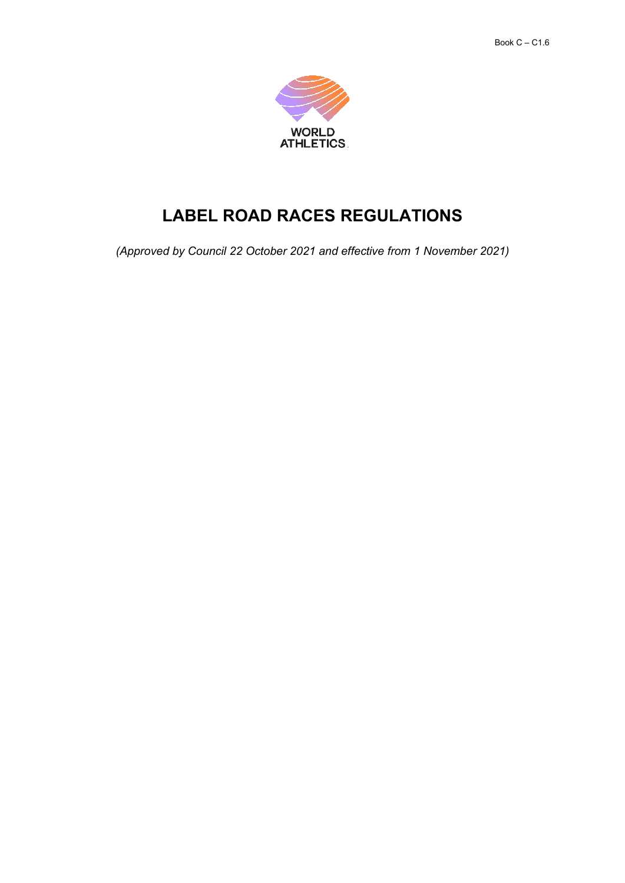# LABEL ROAD RACES REGULATIONS

*(Approved by Council 22 October 2021 and effective from 1 November 2021)*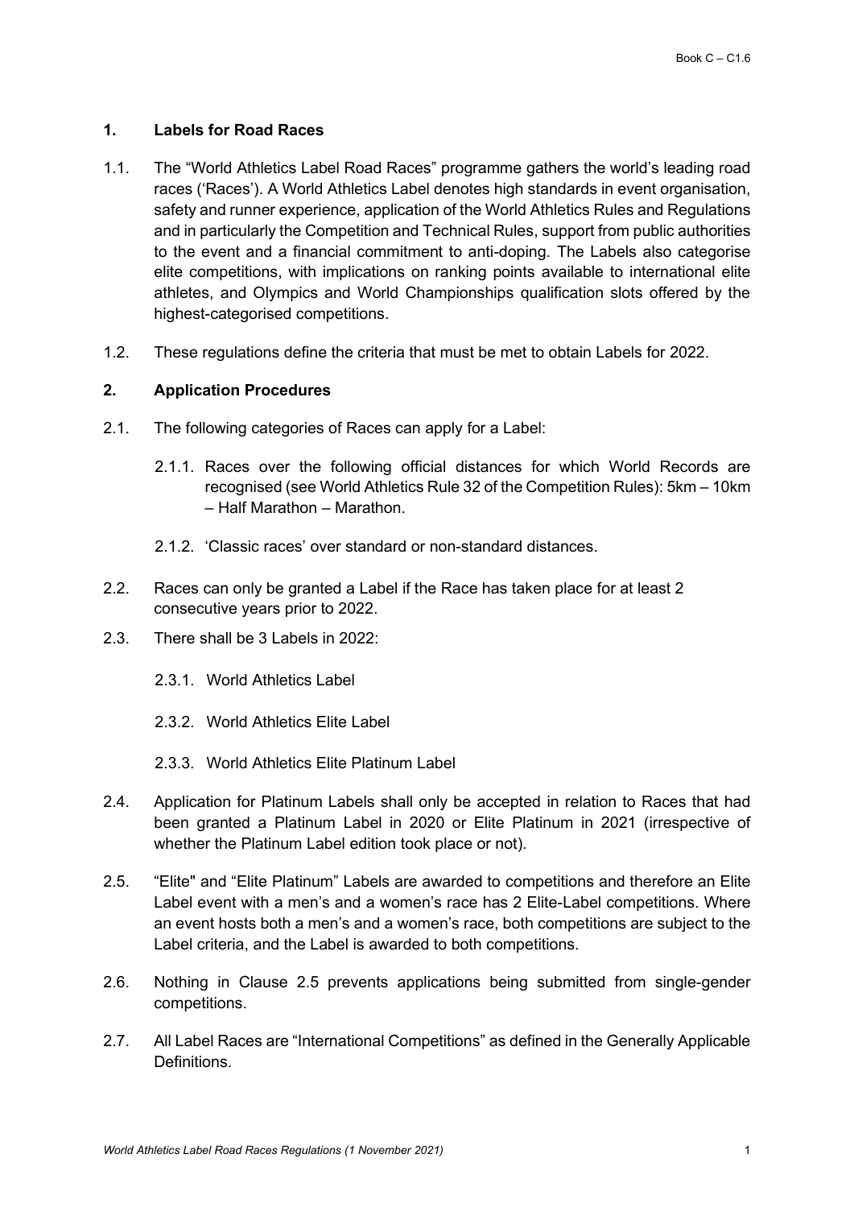## 1. Labels for Road Races

1.1. The "World Athletics Label Road Races" programme gathers the world's leading road races ('Races'). A World Athletics Label denotes high standards in event organisation, safety and runner experience, application of the World Athletics Rules and Regulations and in particularly the Competition and Technical Rules, support from public authorities to the event and a financial commitment to anti-doping. The Labels also categorise elite competitions, with implications on ranking points available to international elite athletes, and Olympics and World Championships qualification slots offered by the highest-categorised competitions.

1.2. These regulations define the criteria that must be met to obtain Labels for 2022.

## 2. Application Procedures

2.1. The following categories of Races can apply for a Label:

2.1.1. Races over the following official distances for which World Records are recognised (see World Athletics Rule 32 of the Competition Rules): 5km – 10km – Half Marathon – Marathon.

2.1.2. 'Classic races' over standard or non-standard distances.

2.2. Races can only be granted a Label if the Race has taken place for at least 2 consecutive years prior to 2022.

2.3. There shall be 3 Labels in 2022:

2.3.1. World Athletics Label

2.3.2. World Athletics Elite Label

2.3.3. World Athletics Elite Platinum Label

2.4. Application for Platinum Labels shall only be accepted in relation to Races that had been granted a Platinum Label in 2020 or Elite Platinum in 2021 (irrespective of whether the Platinum Label edition took place or not).

2.5. "Elite" and "Elite Platinum" Labels are awarded to competitions and therefore an Elite Label event with a men's and a women's race has 2 Elite-Label competitions. Where an event hosts both a men's and a women's race, both competitions are subject to the Label criteria, and the Label is awarded to both competitions.

2.6. Nothing in Clause 2.5 prevents applications being submitted from single-gender competitions.

2.7. All Label Races are "International Competitions" as defined in the Generally Applicable Definitions.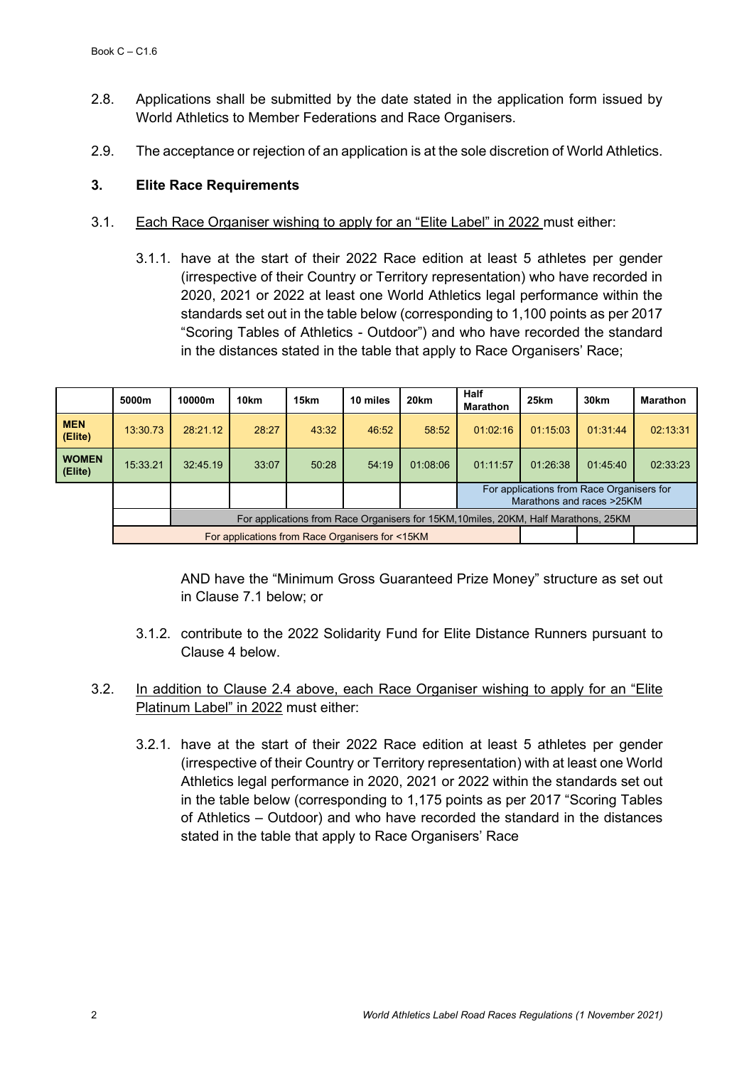2.8. Applications shall be submitted by the date stated in the application form issued by World Athletics to Member Federations and Race Organisers.

2.9. The acceptance or rejection of an application is at the sole discretion of World Athletics.

### 3. Elite Race Requirements

3.1. Each Race Organiser wishing to apply for an "Elite Label" in 2022 must either:

3.1.1. have at the start of their 2022 Race edition at least 5 athletes per gender (irrespective of their Country or Territory representation) who have recorded in 2020, 2021 or 2022 at least one World Athletics legal performance within the standards set out in the table below (corresponding to 1,100 points as per 2017 "Scoring Tables of Athletics - Outdoor") and who have recorded the standard in the distances stated in the table that apply to Race Organisers' Race;

| | 5000m | 10000m | 10km | 15km | 10 miles | 20km | Half Marathon | 25km | 30km | Marathon |
|---|---|---|---|---|---|---|---|---|---|---|
| **MEN (Elite)** | 13:30.73 | 28:21.12 | 28:27 | 43:32 | 46:52 | 58:52 | 01:02:16 | 01:15:03 | 01:31:44 | 02:13:31 |
| **WOMEN (Elite)** | 15:33.21 | 32:45.19 | 33:07 | 50:28 | 54:19 | 01:08:06 | 01:11:57 | 01:26:38 | 01:45:40 | 02:33:23 |
| | | | | | | | For applications from Race Organisers for Marathons and races >25KM | | | |
| | | For applications from Race Organisers for 15KM,10miles, 20KM, Half Marathons, 25KM | | | | | | | | |
| | For applications from Race Organisers for <15KM | | | | | | | | | |

AND have the "Minimum Gross Guaranteed Prize Money" structure as set out in Clause 7.1 below; or

3.1.2. contribute to the 2022 Solidarity Fund for Elite Distance Runners pursuant to Clause 4 below.

3.2. In addition to Clause 2.4 above, each Race Organiser wishing to apply for an "Elite Platinum Label" in 2022 must either:

3.2.1. have at the start of their 2022 Race edition at least 5 athletes per gender (irrespective of their Country or Territory representation) with at least one World Athletics legal performance in 2020, 2021 or 2022 within the standards set out in the table below (corresponding to 1,175 points as per 2017 "Scoring Tables of Athletics – Outdoor) and who have recorded the standard in the distances stated in the table that apply to Race Organisers' Race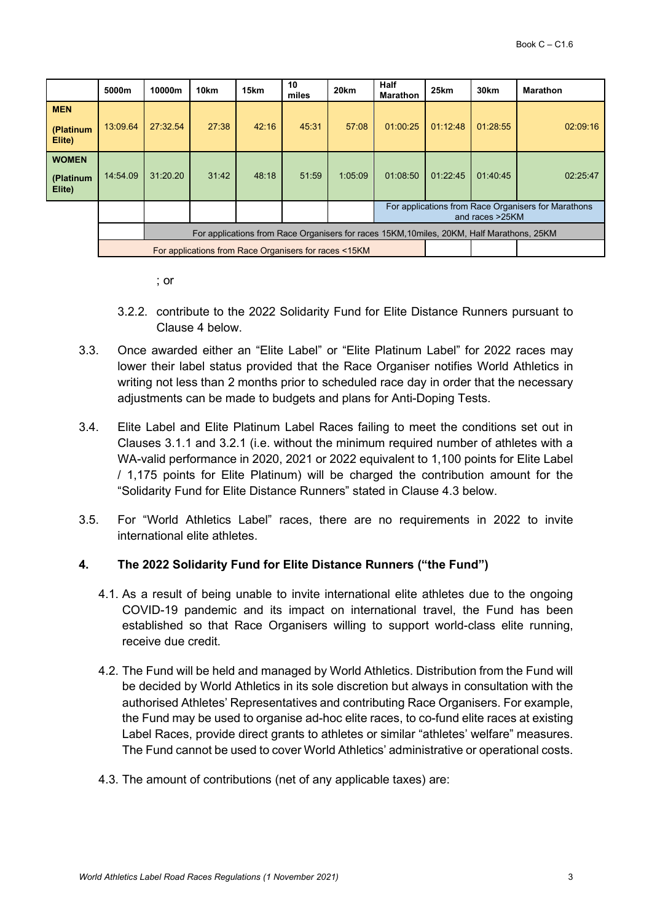| | 5000m | 10000m | 10km | 15km | 10 miles | 20km | Half Marathon | 25km | 30km | Marathon |
|---|---|---|---|---|---|---|---|---|---|---|
| **MEN (Platinum Elite)** | 13:09.64 | 27:32.54 | 27:38 | 42:16 | 45:31 | 57:08 | 01:00:25 | 01:12:48 | 01:28:55 | 02:09:16 |
| **WOMEN (Platinum Elite)** | 14:54.09 | 31:20.20 | 31:42 | 48:18 | 51:59 | 1:05:09 | 01:08:50 | 01:22:45 | 01:40:45 | 02:25:47 |
| | | | | | | | For applications from Race Organisers for Marathons and races >25KM | | | |
| | | For applications from Race Organisers for races 15KM,10miles, 20KM, Half Marathons, 25KM | | | | | | | | |
| | For applications from Race Organisers for races <15KM | | | | | | | | | |

; or

3.2.2. contribute to the 2022 Solidarity Fund for Elite Distance Runners pursuant to Clause 4 below.

3.3. Once awarded either an "Elite Label" or "Elite Platinum Label" for 2022 races may lower their label status provided that the Race Organiser notifies World Athletics in writing not less than 2 months prior to scheduled race day in order that the necessary adjustments can be made to budgets and plans for Anti-Doping Tests.

3.4. Elite Label and Elite Platinum Label Races failing to meet the conditions set out in Clauses 3.1.1 and 3.2.1 (i.e. without the minimum required number of athletes with a WA-valid performance in 2020, 2021 or 2022 equivalent to 1,100 points for Elite Label / 1,175 points for Elite Platinum) will be charged the contribution amount for the "Solidarity Fund for Elite Distance Runners" stated in Clause 4.3 below.

3.5. For "World Athletics Label" races, there are no requirements in 2022 to invite international elite athletes.

## 4. The 2022 Solidarity Fund for Elite Distance Runners ("the Fund")

4.1. As a result of being unable to invite international elite athletes due to the ongoing COVID-19 pandemic and its impact on international travel, the Fund has been established so that Race Organisers willing to support world-class elite running, receive due credit.

4.2. The Fund will be held and managed by World Athletics. Distribution from the Fund will be decided by World Athletics in its sole discretion but always in consultation with the authorised Athletes' Representatives and contributing Race Organisers. For example, the Fund may be used to organise ad-hoc elite races, to co-fund elite races at existing Label Races, provide direct grants to athletes or similar "athletes' welfare" measures. The Fund cannot be used to cover World Athletics' administrative or operational costs.

4.3. The amount of contributions (net of any applicable taxes) are: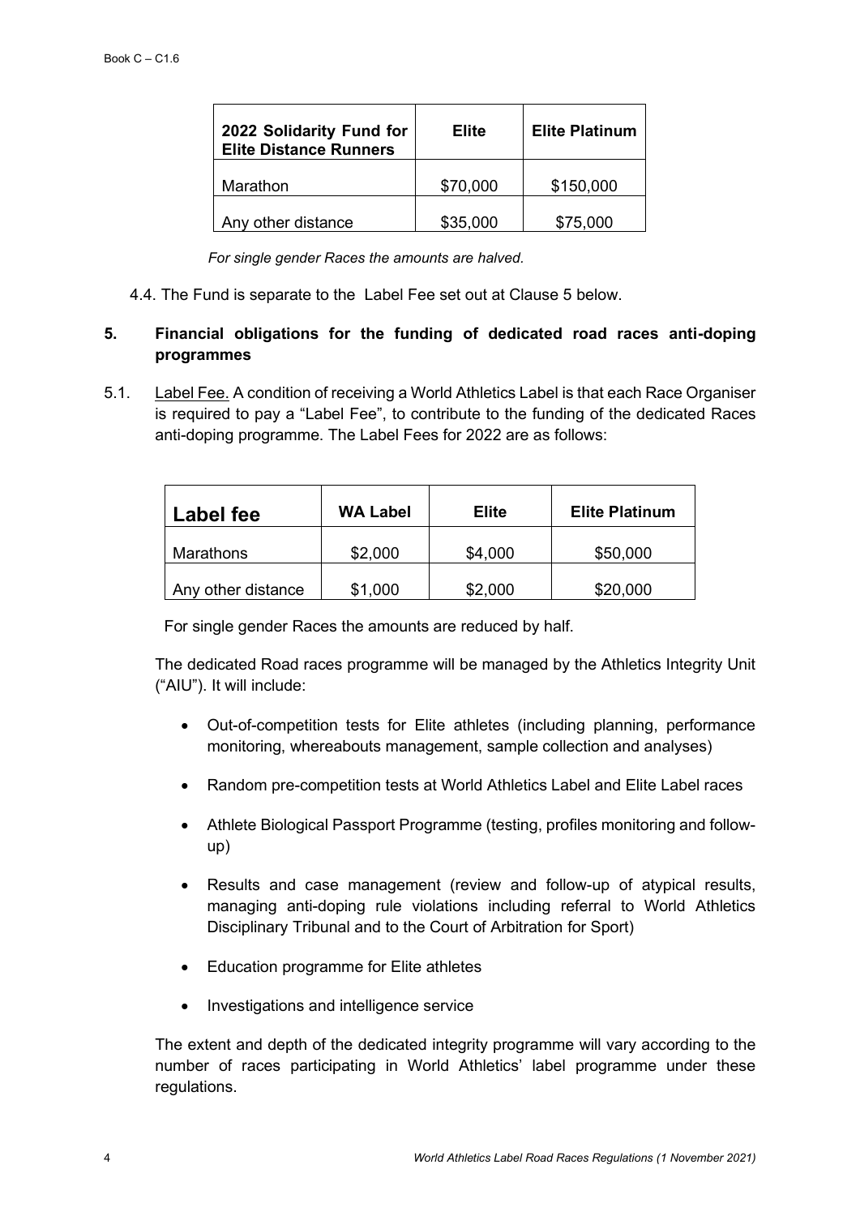| 2022 Solidarity Fund for Elite Distance Runners | Elite | Elite Platinum |
|---|---|---|
| Marathon | $70,000 | $150,000 |
| Any other distance | $35,000 | $75,000 |

*For single gender Races the amounts are halved.*

4.4. The Fund is separate to the Label Fee set out at Clause 5 below.

## 5. Financial obligations for the funding of dedicated road races anti-doping programmes

5.1. Label Fee. A condition of receiving a World Athletics Label is that each Race Organiser is required to pay a "Label Fee", to contribute to the funding of the dedicated Races anti-doping programme. The Label Fees for 2022 are as follows:

| Label fee | WA Label | Elite | Elite Platinum |
|---|---|---|---|
| Marathons | $2,000 | $4,000 | $50,000 |
| Any other distance | $1,000 | $2,000 | $20,000 |

For single gender Races the amounts are reduced by half.

The dedicated Road races programme will be managed by the Athletics Integrity Unit ("AIU"). It will include:

- Out-of-competition tests for Elite athletes (including planning, performance monitoring, whereabouts management, sample collection and analyses)
- Random pre-competition tests at World Athletics Label and Elite Label races
- Athlete Biological Passport Programme (testing, profiles monitoring and follow-up)
- Results and case management (review and follow-up of atypical results, managing anti-doping rule violations including referral to World Athletics Disciplinary Tribunal and to the Court of Arbitration for Sport)
- Education programme for Elite athletes
- Investigations and intelligence service

The extent and depth of the dedicated integrity programme will vary according to the number of races participating in World Athletics' label programme under these regulations.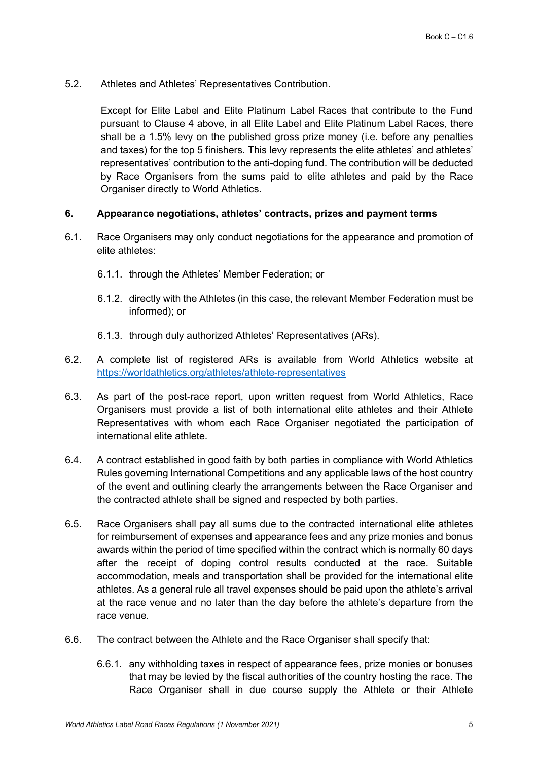5.2. Athletes and Athletes' Representatives Contribution.

Except for Elite Label and Elite Platinum Label Races that contribute to the Fund pursuant to Clause 4 above, in all Elite Label and Elite Platinum Label Races, there shall be a 1.5% levy on the published gross prize money (i.e. before any penalties and taxes) for the top 5 finishers. This levy represents the elite athletes' and athletes' representatives' contribution to the anti-doping fund. The contribution will be deducted by Race Organisers from the sums paid to elite athletes and paid by the Race Organiser directly to World Athletics.

## 6. Appearance negotiations, athletes' contracts, prizes and payment terms

6.1. Race Organisers may only conduct negotiations for the appearance and promotion of elite athletes:

6.1.1. through the Athletes' Member Federation; or

6.1.2. directly with the Athletes (in this case, the relevant Member Federation must be informed); or

6.1.3. through duly authorized Athletes' Representatives (ARs).

6.2. A complete list of registered ARs is available from World Athletics website at https://worldathletics.org/athletes/athlete-representatives

6.3. As part of the post-race report, upon written request from World Athletics, Race Organisers must provide a list of both international elite athletes and their Athlete Representatives with whom each Race Organiser negotiated the participation of international elite athlete.

6.4. A contract established in good faith by both parties in compliance with World Athletics Rules governing International Competitions and any applicable laws of the host country of the event and outlining clearly the arrangements between the Race Organiser and the contracted athlete shall be signed and respected by both parties.

6.5. Race Organisers shall pay all sums due to the contracted international elite athletes for reimbursement of expenses and appearance fees and any prize monies and bonus awards within the period of time specified within the contract which is normally 60 days after the receipt of doping control results conducted at the race. Suitable accommodation, meals and transportation shall be provided for the international elite athletes. As a general rule all travel expenses should be paid upon the athlete's arrival at the race venue and no later than the day before the athlete's departure from the race venue.

6.6. The contract between the Athlete and the Race Organiser shall specify that:

6.6.1. any withholding taxes in respect of appearance fees, prize monies or bonuses that may be levied by the fiscal authorities of the country hosting the race. The Race Organiser shall in due course supply the Athlete or their Athlete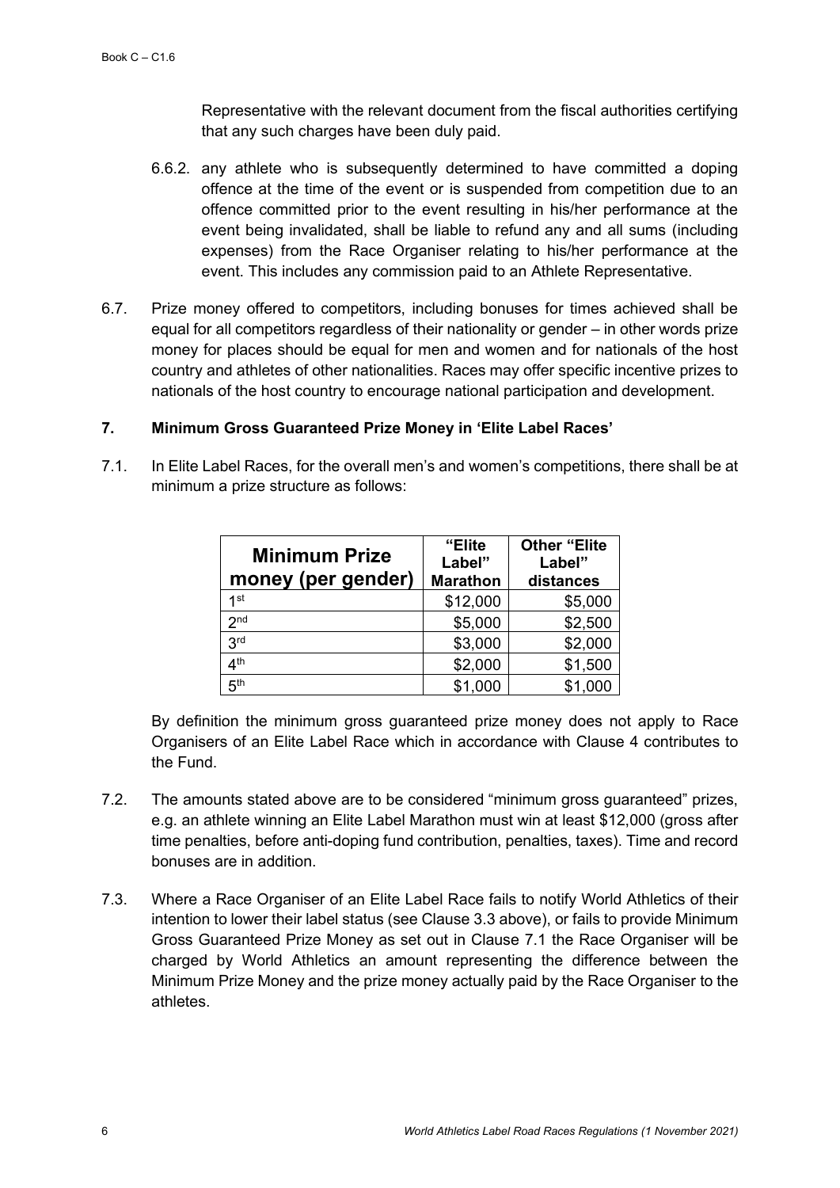Representative with the relevant document from the fiscal authorities certifying that any such charges have been duly paid.

6.6.2. any athlete who is subsequently determined to have committed a doping offence at the time of the event or is suspended from competition due to an offence committed prior to the event resulting in his/her performance at the event being invalidated, shall be liable to refund any and all sums (including expenses) from the Race Organiser relating to his/her performance at the event. This includes any commission paid to an Athlete Representative.

6.7. Prize money offered to competitors, including bonuses for times achieved shall be equal for all competitors regardless of their nationality or gender – in other words prize money for places should be equal for men and women and for nationals of the host country and athletes of other nationalities. Races may offer specific incentive prizes to nationals of the host country to encourage national participation and development.

## 7. Minimum Gross Guaranteed Prize Money in 'Elite Label Races'

7.1. In Elite Label Races, for the overall men's and women's competitions, there shall be at minimum a prize structure as follows:

| Minimum Prize money (per gender) | "Elite Label" Marathon | Other "Elite Label" distances |
|---|---|---|
| 1st | \$12,000 | \$5,000 |
| 2nd | \$5,000 | \$2,500 |
| 3rd | \$3,000 | \$2,000 |
| 4th | \$2,000 | \$1,500 |
| 5th | \$1,000 | \$1,000 |

By definition the minimum gross guaranteed prize money does not apply to Race Organisers of an Elite Label Race which in accordance with Clause 4 contributes to the Fund.

7.2. The amounts stated above are to be considered "minimum gross guaranteed" prizes, e.g. an athlete winning an Elite Label Marathon must win at least \$12,000 (gross after time penalties, before anti-doping fund contribution, penalties, taxes). Time and record bonuses are in addition.

7.3. Where a Race Organiser of an Elite Label Race fails to notify World Athletics of their intention to lower their label status (see Clause 3.3 above), or fails to provide Minimum Gross Guaranteed Prize Money as set out in Clause 7.1 the Race Organiser will be charged by World Athletics an amount representing the difference between the Minimum Prize Money and the prize money actually paid by the Race Organiser to the athletes.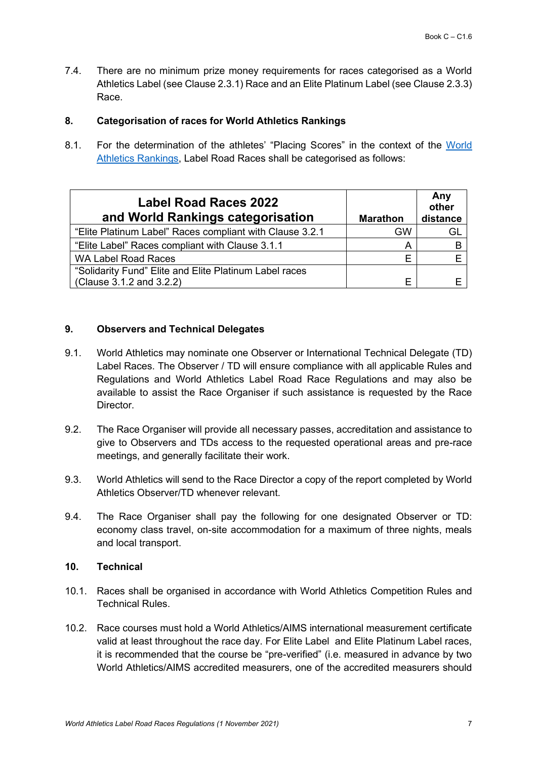7.4. There are no minimum prize money requirements for races categorised as a World Athletics Label (see Clause 2.3.1) Race and an Elite Platinum Label (see Clause 2.3.3) Race.

## 8. Categorisation of races for World Athletics Rankings

8.1. For the determination of the athletes' "Placing Scores" in the context of the [World Athletics Rankings](), Label Road Races shall be categorised as follows:

| Label Road Races 2022 and World Rankings categorisation | Marathon | Any other distance |
|---|---|---|
| "Elite Platinum Label" Races compliant with Clause 3.2.1 | GW | GL |
| "Elite Label" Races compliant with Clause 3.1.1 | A | B |
| WA Label Road Races | E | E |
| "Solidarity Fund" Elite and Elite Platinum Label races (Clause 3.1.2 and 3.2.2) | E | E |

## 9. Observers and Technical Delegates

9.1. World Athletics may nominate one Observer or International Technical Delegate (TD) Label Races. The Observer / TD will ensure compliance with all applicable Rules and Regulations and World Athletics Label Road Race Regulations and may also be available to assist the Race Organiser if such assistance is requested by the Race Director.

9.2. The Race Organiser will provide all necessary passes, accreditation and assistance to give to Observers and TDs access to the requested operational areas and pre-race meetings, and generally facilitate their work.

9.3. World Athletics will send to the Race Director a copy of the report completed by World Athletics Observer/TD whenever relevant.

9.4. The Race Organiser shall pay the following for one designated Observer or TD: economy class travel, on-site accommodation for a maximum of three nights, meals and local transport.

## 10. Technical

10.1. Races shall be organised in accordance with World Athletics Competition Rules and Technical Rules.

10.2. Race courses must hold a World Athletics/AIMS international measurement certificate valid at least throughout the race day. For Elite Label and Elite Platinum Label races, it is recommended that the course be "pre-verified" (i.e. measured in advance by two World Athletics/AIMS accredited measurers, one of the accredited measurers should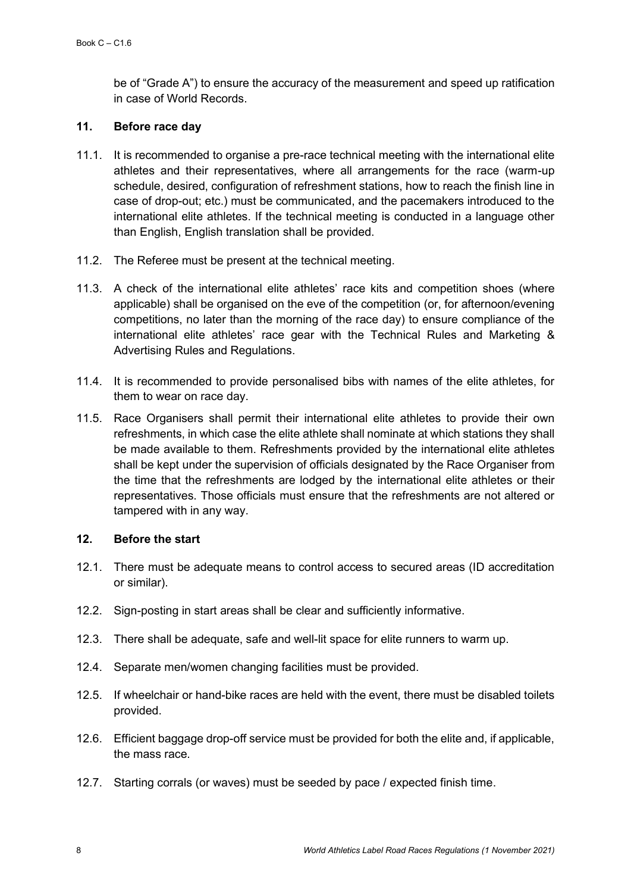be of "Grade A") to ensure the accuracy of the measurement and speed up ratification in case of World Records.

## 11. Before race day

11.1. It is recommended to organise a pre-race technical meeting with the international elite athletes and their representatives, where all arrangements for the race (warm-up schedule, desired, configuration of refreshment stations, how to reach the finish line in case of drop-out; etc.) must be communicated, and the pacemakers introduced to the international elite athletes. If the technical meeting is conducted in a language other than English, English translation shall be provided.

11.2. The Referee must be present at the technical meeting.

11.3. A check of the international elite athletes' race kits and competition shoes (where applicable) shall be organised on the eve of the competition (or, for afternoon/evening competitions, no later than the morning of the race day) to ensure compliance of the international elite athletes' race gear with the Technical Rules and Marketing & Advertising Rules and Regulations.

11.4. It is recommended to provide personalised bibs with names of the elite athletes, for them to wear on race day.

11.5. Race Organisers shall permit their international elite athletes to provide their own refreshments, in which case the elite athlete shall nominate at which stations they shall be made available to them. Refreshments provided by the international elite athletes shall be kept under the supervision of officials designated by the Race Organiser from the time that the refreshments are lodged by the international elite athletes or their representatives. Those officials must ensure that the refreshments are not altered or tampered with in any way.

## 12. Before the start

12.1. There must be adequate means to control access to secured areas (ID accreditation or similar).

12.2. Sign-posting in start areas shall be clear and sufficiently informative.

12.3. There shall be adequate, safe and well-lit space for elite runners to warm up.

12.4. Separate men/women changing facilities must be provided.

12.5. If wheelchair or hand-bike races are held with the event, there must be disabled toilets provided.

12.6. Efficient baggage drop-off service must be provided for both the elite and, if applicable, the mass race.

12.7. Starting corrals (or waves) must be seeded by pace / expected finish time.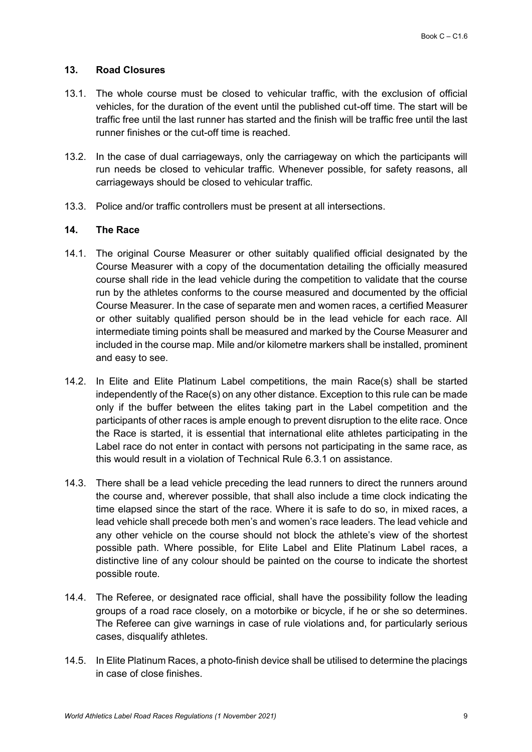## 13. Road Closures

13.1. The whole course must be closed to vehicular traffic, with the exclusion of official vehicles, for the duration of the event until the published cut-off time. The start will be traffic free until the last runner has started and the finish will be traffic free until the last runner finishes or the cut-off time is reached.

13.2. In the case of dual carriageways, only the carriageway on which the participants will run needs be closed to vehicular traffic. Whenever possible, for safety reasons, all carriageways should be closed to vehicular traffic.

13.3. Police and/or traffic controllers must be present at all intersections.

## 14. The Race

14.1. The original Course Measurer or other suitably qualified official designated by the Course Measurer with a copy of the documentation detailing the officially measured course shall ride in the lead vehicle during the competition to validate that the course run by the athletes conforms to the course measured and documented by the official Course Measurer. In the case of separate men and women races, a certified Measurer or other suitably qualified person should be in the lead vehicle for each race. All intermediate timing points shall be measured and marked by the Course Measurer and included in the course map. Mile and/or kilometre markers shall be installed, prominent and easy to see.

14.2. In Elite and Elite Platinum Label competitions, the main Race(s) shall be started independently of the Race(s) on any other distance. Exception to this rule can be made only if the buffer between the elites taking part in the Label competition and the participants of other races is ample enough to prevent disruption to the elite race. Once the Race is started, it is essential that international elite athletes participating in the Label race do not enter in contact with persons not participating in the same race, as this would result in a violation of Technical Rule 6.3.1 on assistance.

14.3. There shall be a lead vehicle preceding the lead runners to direct the runners around the course and, wherever possible, that shall also include a time clock indicating the time elapsed since the start of the race. Where it is safe to do so, in mixed races, a lead vehicle shall precede both men's and women's race leaders. The lead vehicle and any other vehicle on the course should not block the athlete's view of the shortest possible path. Where possible, for Elite Label and Elite Platinum Label races, a distinctive line of any colour should be painted on the course to indicate the shortest possible route.

14.4. The Referee, or designated race official, shall have the possibility follow the leading groups of a road race closely, on a motorbike or bicycle, if he or she so determines. The Referee can give warnings in case of rule violations and, for particularly serious cases, disqualify athletes.

14.5. In Elite Platinum Races, a photo-finish device shall be utilised to determine the placings in case of close finishes.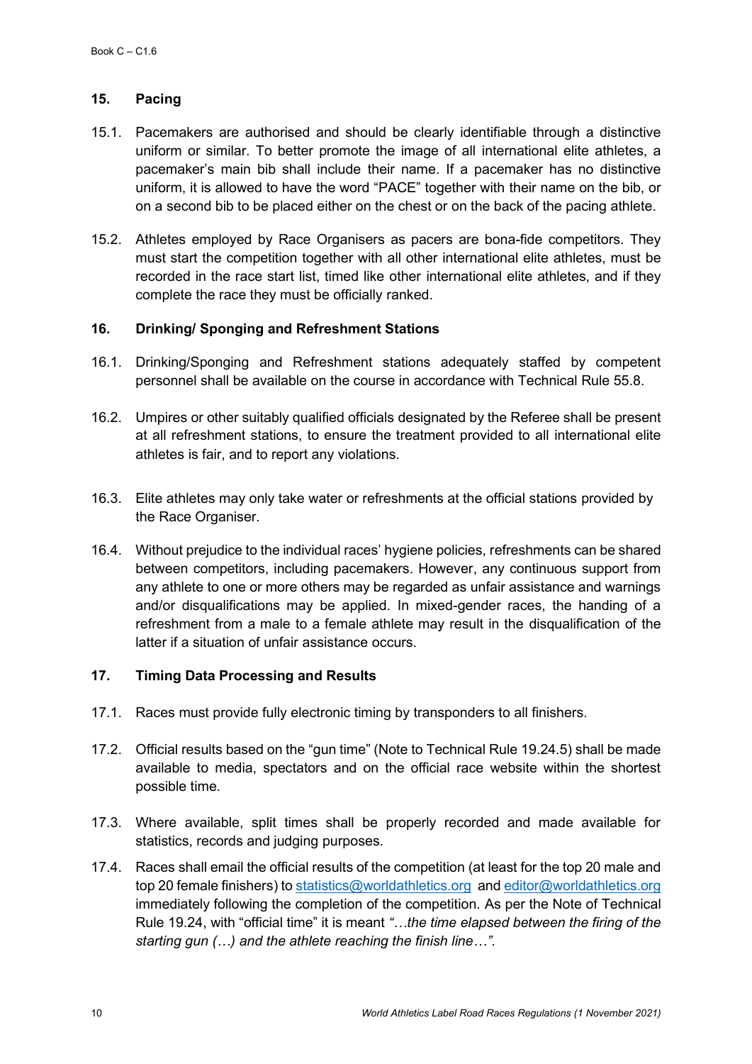## 15. Pacing

15.1. Pacemakers are authorised and should be clearly identifiable through a distinctive uniform or similar. To better promote the image of all international elite athletes, a pacemaker's main bib shall include their name. If a pacemaker has no distinctive uniform, it is allowed to have the word "PACE" together with their name on the bib, or on a second bib to be placed either on the chest or on the back of the pacing athlete.

15.2. Athletes employed by Race Organisers as pacers are bona-fide competitors. They must start the competition together with all other international elite athletes, must be recorded in the race start list, timed like other international elite athletes, and if they complete the race they must be officially ranked.

## 16. Drinking/ Sponging and Refreshment Stations

16.1. Drinking/Sponging and Refreshment stations adequately staffed by competent personnel shall be available on the course in accordance with Technical Rule 55.8.

16.2. Umpires or other suitably qualified officials designated by the Referee shall be present at all refreshment stations, to ensure the treatment provided to all international elite athletes is fair, and to report any violations.

16.3. Elite athletes may only take water or refreshments at the official stations provided by the Race Organiser.

16.4. Without prejudice to the individual races' hygiene policies, refreshments can be shared between competitors, including pacemakers. However, any continuous support from any athlete to one or more others may be regarded as unfair assistance and warnings and/or disqualifications may be applied. In mixed-gender races, the handing of a refreshment from a male to a female athlete may result in the disqualification of the latter if a situation of unfair assistance occurs.

## 17. Timing Data Processing and Results

17.1. Races must provide fully electronic timing by transponders to all finishers.

17.2. Official results based on the "gun time" (Note to Technical Rule 19.24.5) shall be made available to media, spectators and on the official race website within the shortest possible time.

17.3. Where available, split times shall be properly recorded and made available for statistics, records and judging purposes.

17.4. Races shall email the official results of the competition (at least for the top 20 male and top 20 female finishers) to statistics@worldathletics.org and editor@worldathletics.org immediately following the completion of the competition. As per the Note of Technical Rule 19.24, with "official time" it is meant *"…the time elapsed between the firing of the starting gun (…) and the athlete reaching the finish line…".*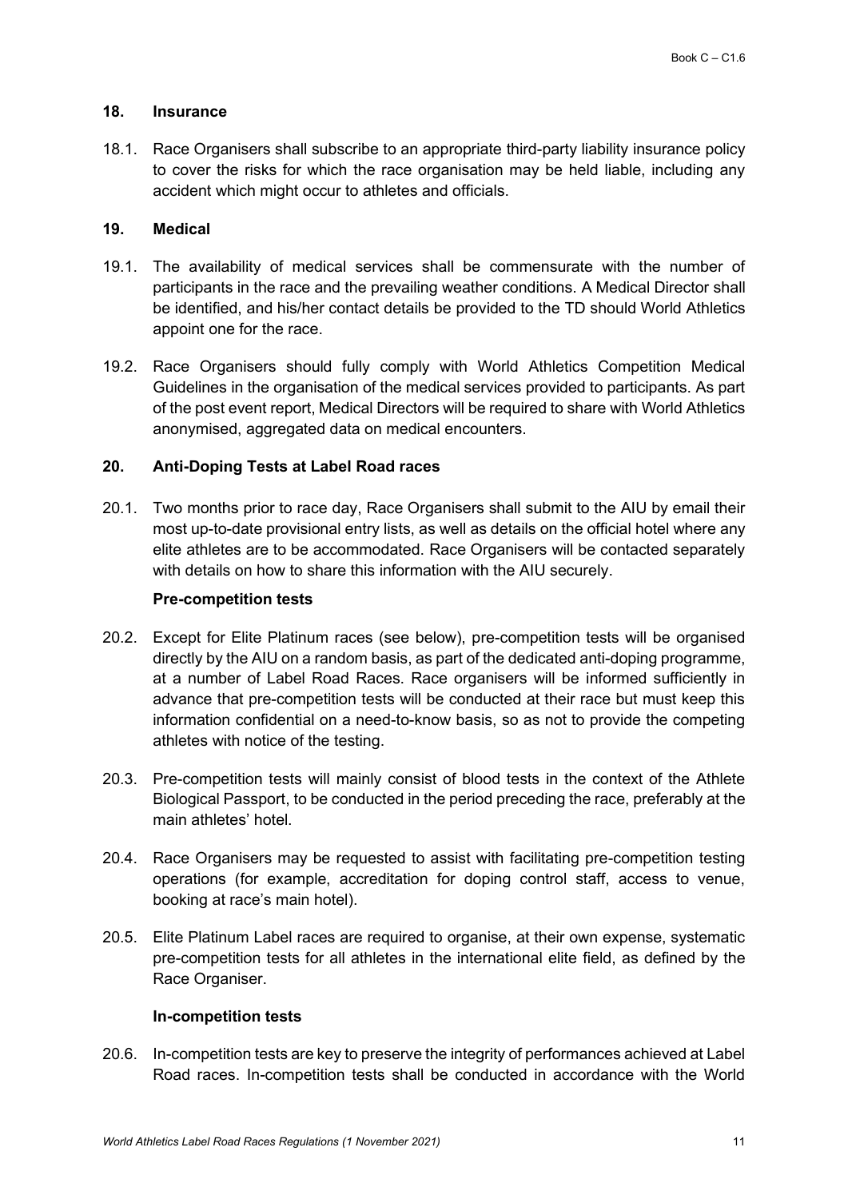## 18. Insurance

18.1. Race Organisers shall subscribe to an appropriate third-party liability insurance policy to cover the risks for which the race organisation may be held liable, including any accident which might occur to athletes and officials.

## 19. Medical

19.1. The availability of medical services shall be commensurate with the number of participants in the race and the prevailing weather conditions. A Medical Director shall be identified, and his/her contact details be provided to the TD should World Athletics appoint one for the race.

19.2. Race Organisers should fully comply with World Athletics Competition Medical Guidelines in the organisation of the medical services provided to participants. As part of the post event report, Medical Directors will be required to share with World Athletics anonymised, aggregated data on medical encounters.

## 20. Anti-Doping Tests at Label Road races

20.1. Two months prior to race day, Race Organisers shall submit to the AIU by email their most up-to-date provisional entry lists, as well as details on the official hotel where any elite athletes are to be accommodated. Race Organisers will be contacted separately with details on how to share this information with the AIU securely.

### Pre-competition tests

20.2. Except for Elite Platinum races (see below), pre-competition tests will be organised directly by the AIU on a random basis, as part of the dedicated anti-doping programme, at a number of Label Road Races. Race organisers will be informed sufficiently in advance that pre-competition tests will be conducted at their race but must keep this information confidential on a need-to-know basis, so as not to provide the competing athletes with notice of the testing.

20.3. Pre-competition tests will mainly consist of blood tests in the context of the Athlete Biological Passport, to be conducted in the period preceding the race, preferably at the main athletes' hotel.

20.4. Race Organisers may be requested to assist with facilitating pre-competition testing operations (for example, accreditation for doping control staff, access to venue, booking at race's main hotel).

20.5. Elite Platinum Label races are required to organise, at their own expense, systematic pre-competition tests for all athletes in the international elite field, as defined by the Race Organiser.

### In-competition tests

20.6. In-competition tests are key to preserve the integrity of performances achieved at Label Road races. In-competition tests shall be conducted in accordance with the World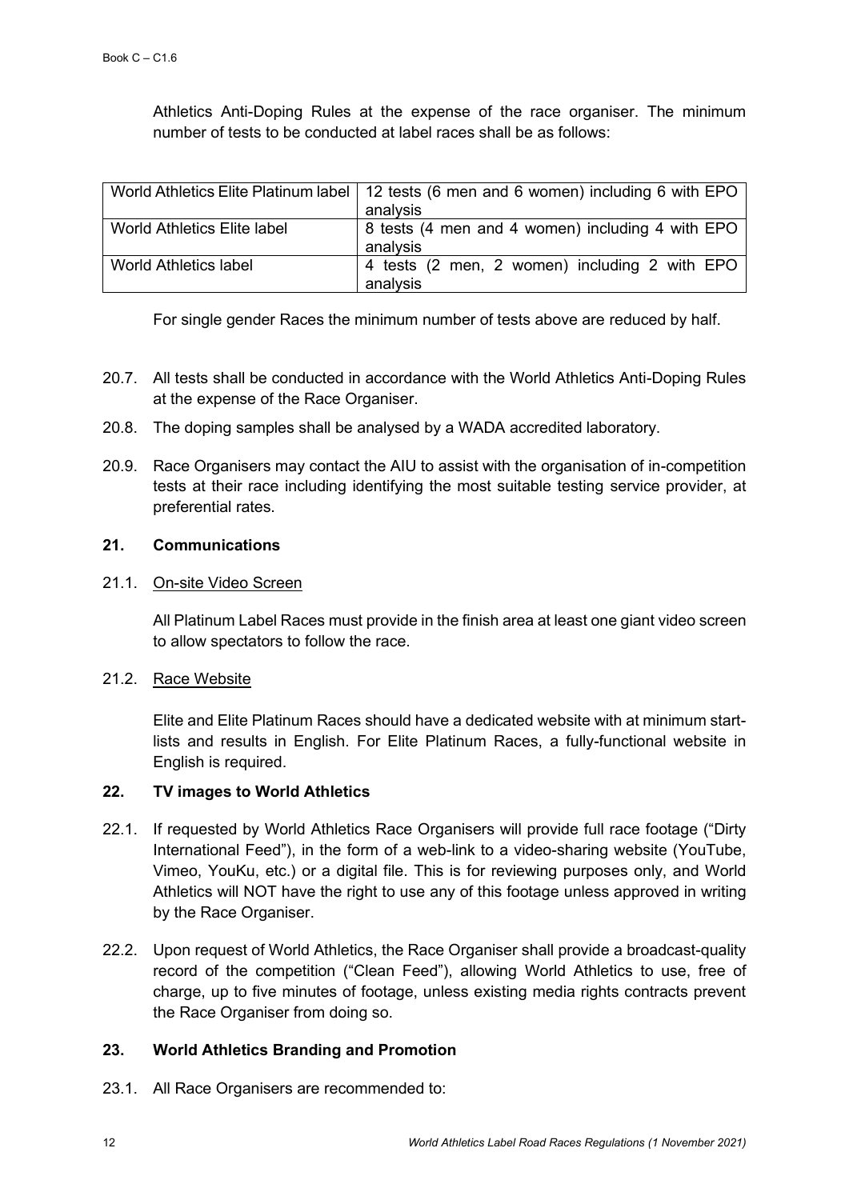Athletics Anti-Doping Rules at the expense of the race organiser. The minimum number of tests to be conducted at label races shall be as follows:

| | |
|---|---|
| World Athletics Elite Platinum label | 12 tests (6 men and 6 women) including 6 with EPO analysis |
| World Athletics Elite label | 8 tests (4 men and 4 women) including 4 with EPO analysis |
| World Athletics label | 4 tests (2 men, 2 women) including 2 with EPO analysis |

For single gender Races the minimum number of tests above are reduced by half.

20.7. All tests shall be conducted in accordance with the World Athletics Anti-Doping Rules at the expense of the Race Organiser.

20.8. The doping samples shall be analysed by a WADA accredited laboratory.

20.9. Race Organisers may contact the AIU to assist with the organisation of in-competition tests at their race including identifying the most suitable testing service provider, at preferential rates.

## 21. Communications

21.1. On-site Video Screen

All Platinum Label Races must provide in the finish area at least one giant video screen to allow spectators to follow the race.

21.2. Race Website

Elite and Elite Platinum Races should have a dedicated website with at minimum start-lists and results in English. For Elite Platinum Races, a fully-functional website in English is required.

## 22. TV images to World Athletics

22.1. If requested by World Athletics Race Organisers will provide full race footage ("Dirty International Feed"), in the form of a web-link to a video-sharing website (YouTube, Vimeo, YouKu, etc.) or a digital file. This is for reviewing purposes only, and World Athletics will NOT have the right to use any of this footage unless approved in writing by the Race Organiser.

22.2. Upon request of World Athletics, the Race Organiser shall provide a broadcast-quality record of the competition ("Clean Feed"), allowing World Athletics to use, free of charge, up to five minutes of footage, unless existing media rights contracts prevent the Race Organiser from doing so.

## 23. World Athletics Branding and Promotion

23.1. All Race Organisers are recommended to: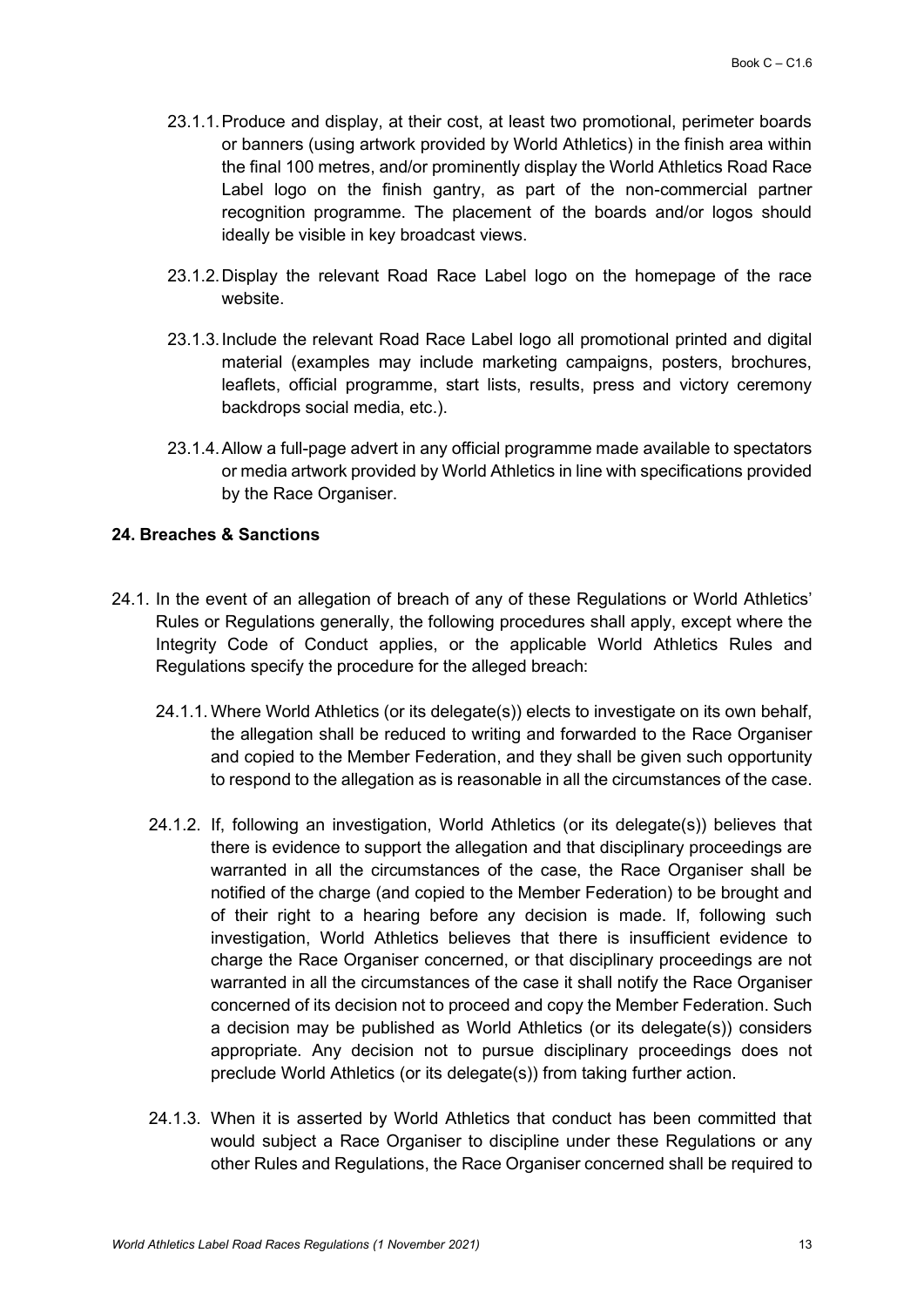23.1.1. Produce and display, at their cost, at least two promotional, perimeter boards or banners (using artwork provided by World Athletics) in the finish area within the final 100 metres, and/or prominently display the World Athletics Road Race Label logo on the finish gantry, as part of the non-commercial partner recognition programme. The placement of the boards and/or logos should ideally be visible in key broadcast views.

23.1.2. Display the relevant Road Race Label logo on the homepage of the race website.

23.1.3. Include the relevant Road Race Label logo all promotional printed and digital material (examples may include marketing campaigns, posters, brochures, leaflets, official programme, start lists, results, press and victory ceremony backdrops social media, etc.).

23.1.4. Allow a full-page advert in any official programme made available to spectators or media artwork provided by World Athletics in line with specifications provided by the Race Organiser.

**24. Breaches & Sanctions**

24.1. In the event of an allegation of breach of any of these Regulations or World Athletics' Rules or Regulations generally, the following procedures shall apply, except where the Integrity Code of Conduct applies, or the applicable World Athletics Rules and Regulations specify the procedure for the alleged breach:

24.1.1. Where World Athletics (or its delegate(s)) elects to investigate on its own behalf, the allegation shall be reduced to writing and forwarded to the Race Organiser and copied to the Member Federation, and they shall be given such opportunity to respond to the allegation as is reasonable in all the circumstances of the case.

24.1.2. If, following an investigation, World Athletics (or its delegate(s)) believes that there is evidence to support the allegation and that disciplinary proceedings are warranted in all the circumstances of the case, the Race Organiser shall be notified of the charge (and copied to the Member Federation) to be brought and of their right to a hearing before any decision is made. If, following such investigation, World Athletics believes that there is insufficient evidence to charge the Race Organiser concerned, or that disciplinary proceedings are not warranted in all the circumstances of the case it shall notify the Race Organiser concerned of its decision not to proceed and copy the Member Federation. Such a decision may be published as World Athletics (or its delegate(s)) considers appropriate. Any decision not to pursue disciplinary proceedings does not preclude World Athletics (or its delegate(s)) from taking further action.

24.1.3. When it is asserted by World Athletics that conduct has been committed that would subject a Race Organiser to discipline under these Regulations or any other Rules and Regulations, the Race Organiser concerned shall be required to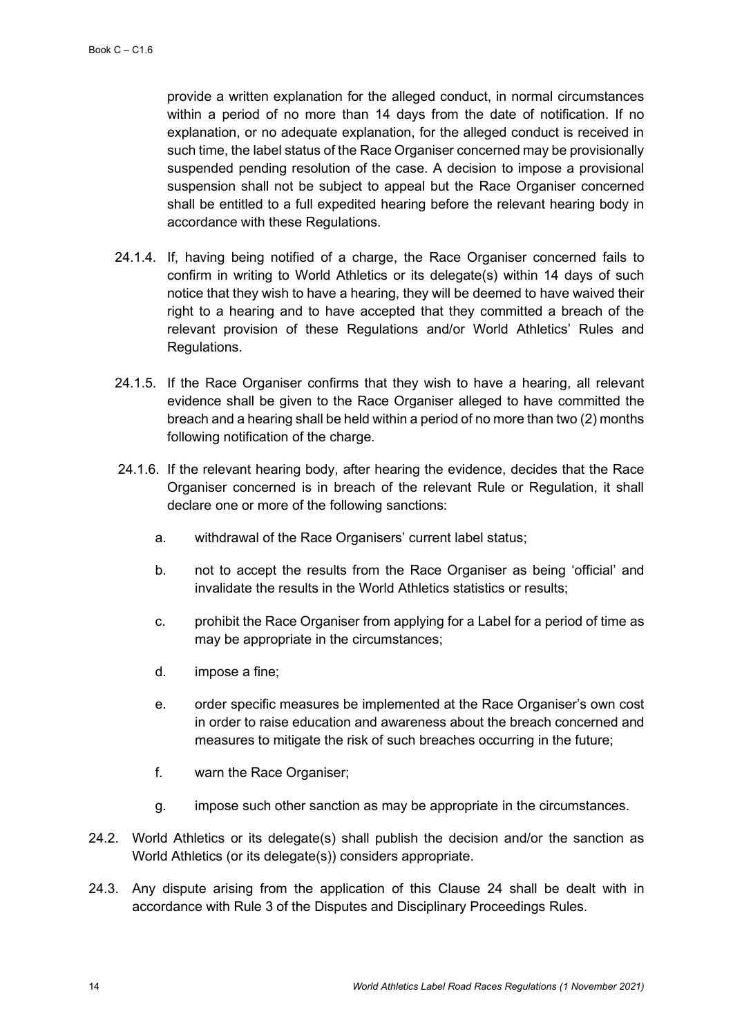provide a written explanation for the alleged conduct, in normal circumstances within a period of no more than 14 days from the date of notification. If no explanation, or no adequate explanation, for the alleged conduct is received in such time, the label status of the Race Organiser concerned may be provisionally suspended pending resolution of the case. A decision to impose a provisional suspension shall not be subject to appeal but the Race Organiser concerned shall be entitled to a full expedited hearing before the relevant hearing body in accordance with these Regulations.

24.1.4. If, having being notified of a charge, the Race Organiser concerned fails to confirm in writing to World Athletics or its delegate(s) within 14 days of such notice that they wish to have a hearing, they will be deemed to have waived their right to a hearing and to have accepted that they committed a breach of the relevant provision of these Regulations and/or World Athletics' Rules and Regulations.

24.1.5. If the Race Organiser confirms that they wish to have a hearing, all relevant evidence shall be given to the Race Organiser alleged to have committed the breach and a hearing shall be held within a period of no more than two (2) months following notification of the charge.

24.1.6. If the relevant hearing body, after hearing the evidence, decides that the Race Organiser concerned is in breach of the relevant Rule or Regulation, it shall declare one or more of the following sanctions:

a. withdrawal of the Race Organisers' current label status;

b. not to accept the results from the Race Organiser as being 'official' and invalidate the results in the World Athletics statistics or results;

c. prohibit the Race Organiser from applying for a Label for a period of time as may be appropriate in the circumstances;

d. impose a fine;

e. order specific measures be implemented at the Race Organiser's own cost in order to raise education and awareness about the breach concerned and measures to mitigate the risk of such breaches occurring in the future;

f. warn the Race Organiser;

g. impose such other sanction as may be appropriate in the circumstances.

24.2. World Athletics or its delegate(s) shall publish the decision and/or the sanction as World Athletics (or its delegate(s)) considers appropriate.

24.3. Any dispute arising from the application of this Clause 24 shall be dealt with in accordance with Rule 3 of the Disputes and Disciplinary Proceedings Rules.